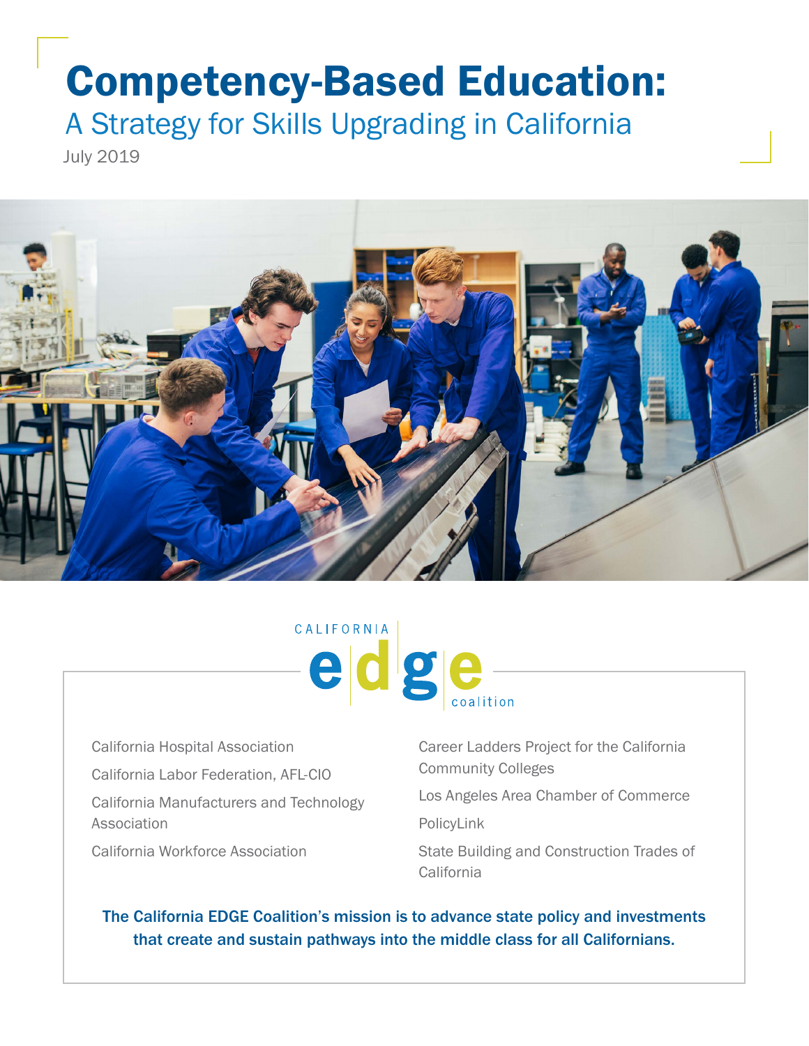# Competency-Based Education:

## A Strategy for Skills Upgrading in California

July 2019

CALIFORNIA EDGE coalition

California Hospital Association

California Labor Federation, AFL-CIO

California Manufacturers and Technology Association

California Workforce Association

Career Ladders Project for the California Community Colleges

Los Angeles Area Chamber of Commerce

PolicyLink

State Building and Construction Trades of California

**The California EDGE Coalition's mission is to advance state policy and investments that create and sustain pathways into the middle class for all Californians.**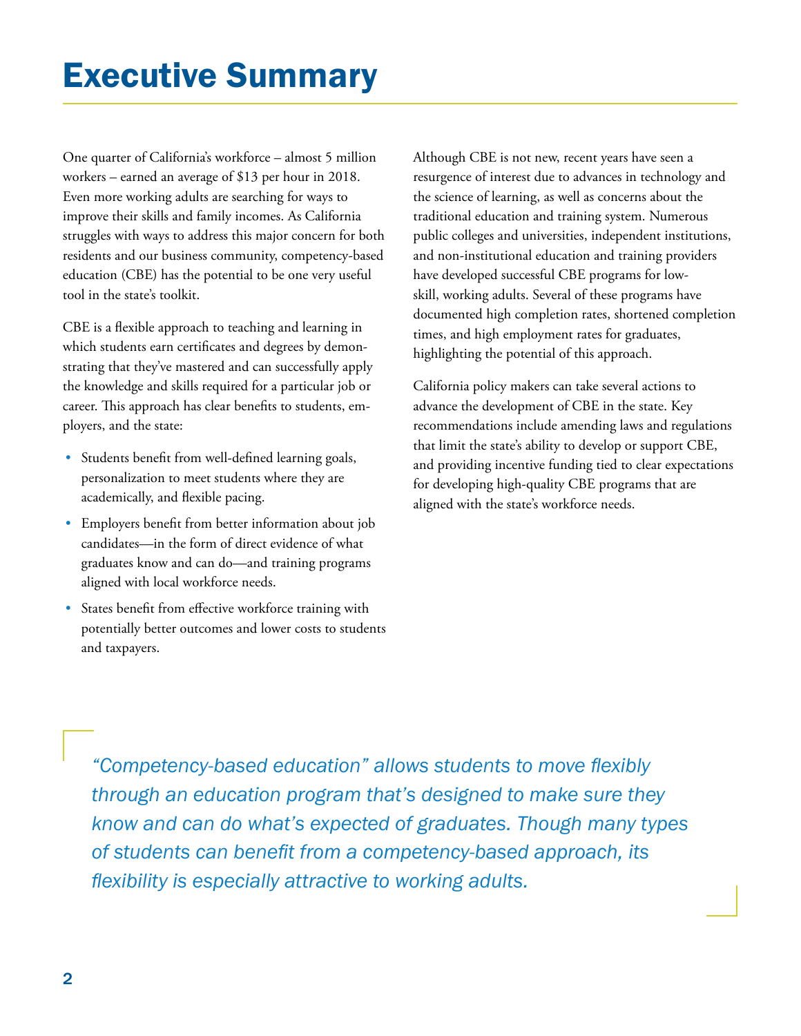# Executive Summary

One quarter of California's workforce – almost 5 million workers – earned an average of $13 per hour in 2018. Even more working adults are searching for ways to improve their skills and family incomes. As California struggles with ways to address this major concern for both residents and our business community, competency-based education (CBE) has the potential to be one very useful tool in the state's toolkit.

CBE is a flexible approach to teaching and learning in which students earn certificates and degrees by demonstrating that they've mastered and can successfully apply the knowledge and skills required for a particular job or career. This approach has clear benefits to students, employers, and the state:

- Students benefit from well-defined learning goals, personalization to meet students where they are academically, and flexible pacing.
- Employers benefit from better information about job candidates—in the form of direct evidence of what graduates know and can do—and training programs aligned with local workforce needs.
- States benefit from effective workforce training with potentially better outcomes and lower costs to students and taxpayers.

Although CBE is not new, recent years have seen a resurgence of interest due to advances in technology and the science of learning, as well as concerns about the traditional education and training system. Numerous public colleges and universities, independent institutions, and non-institutional education and training providers have developed successful CBE programs for low-skill, working adults. Several of these programs have documented high completion rates, shortened completion times, and high employment rates for graduates, highlighting the potential of this approach.

California policy makers can take several actions to advance the development of CBE in the state. Key recommendations include amending laws and regulations that limit the state's ability to develop or support CBE, and providing incentive funding tied to clear expectations for developing high-quality CBE programs that are aligned with the state's workforce needs.

> *"Competency-based education" allows students to move flexibly through an education program that's designed to make sure they know and can do what's expected of graduates. Though many types of students can benefit from a competency-based approach, its flexibility is especially attractive to working adults.*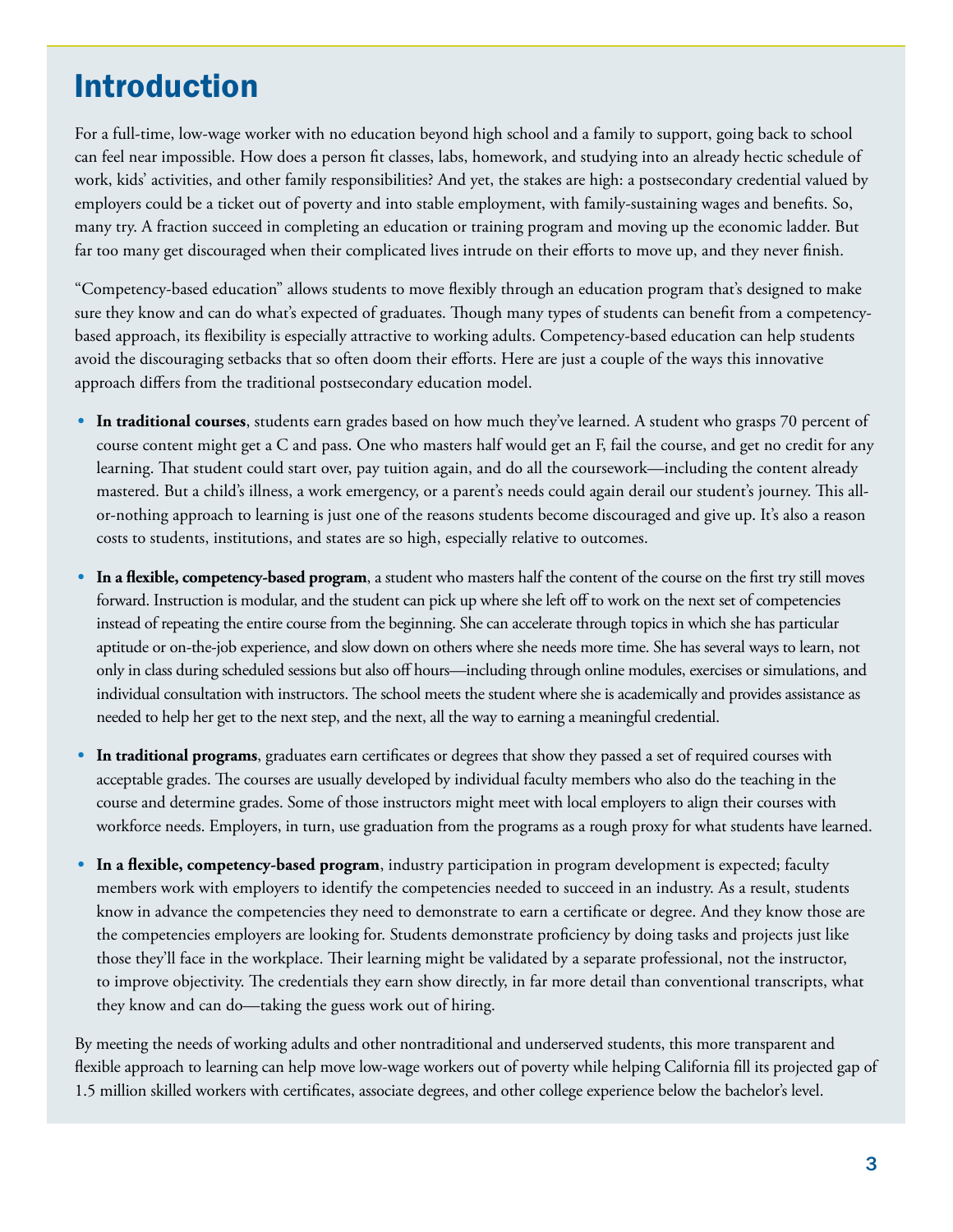# Introduction

For a full-time, low-wage worker with no education beyond high school and a family to support, going back to school can feel near impossible. How does a person fit classes, labs, homework, and studying into an already hectic schedule of work, kids' activities, and other family responsibilities? And yet, the stakes are high: a postsecondary credential valued by employers could be a ticket out of poverty and into stable employment, with family-sustaining wages and benefits. So, many try. A fraction succeed in completing an education or training program and moving up the economic ladder. But far too many get discouraged when their complicated lives intrude on their efforts to move up, and they never finish.

"Competency-based education" allows students to move flexibly through an education program that's designed to make sure they know and can do what's expected of graduates. Though many types of students can benefit from a competency-based approach, its flexibility is especially attractive to working adults. Competency-based education can help students avoid the discouraging setbacks that so often doom their efforts. Here are just a couple of the ways this innovative approach differs from the traditional postsecondary education model.

- **In traditional courses**, students earn grades based on how much they've learned. A student who grasps 70 percent of course content might get a C and pass. One who masters half would get an F, fail the course, and get no credit for any learning. That student could start over, pay tuition again, and do all the coursework—including the content already mastered. But a child's illness, a work emergency, or a parent's needs could again derail our student's journey. This all-or-nothing approach to learning is just one of the reasons students become discouraged and give up. It's also a reason costs to students, institutions, and states are so high, especially relative to outcomes.
- **In a flexible, competency-based program**, a student who masters half the content of the course on the first try still moves forward. Instruction is modular, and the student can pick up where she left off to work on the next set of competencies instead of repeating the entire course from the beginning. She can accelerate through topics in which she has particular aptitude or on-the-job experience, and slow down on others where she needs more time. She has several ways to learn, not only in class during scheduled sessions but also off hours—including through online modules, exercises or simulations, and individual consultation with instructors. The school meets the student where she is academically and provides assistance as needed to help her get to the next step, and the next, all the way to earning a meaningful credential.
- **In traditional programs**, graduates earn certificates or degrees that show they passed a set of required courses with acceptable grades. The courses are usually developed by individual faculty members who also do the teaching in the course and determine grades. Some of those instructors might meet with local employers to align their courses with workforce needs. Employers, in turn, use graduation from the programs as a rough proxy for what students have learned.
- **In a flexible, competency-based program**, industry participation in program development is expected; faculty members work with employers to identify the competencies needed to succeed in an industry. As a result, students know in advance the competencies they need to demonstrate to earn a certificate or degree. And they know those are the competencies employers are looking for. Students demonstrate proficiency by doing tasks and projects just like those they'll face in the workplace. Their learning might be validated by a separate professional, not the instructor, to improve objectivity. The credentials they earn show directly, in far more detail than conventional transcripts, what they know and can do—taking the guess work out of hiring.

By meeting the needs of working adults and other nontraditional and underserved students, this more transparent and flexible approach to learning can help move low-wage workers out of poverty while helping California fill its projected gap of 1.5 million skilled workers with certificates, associate degrees, and other college experience below the bachelor's level.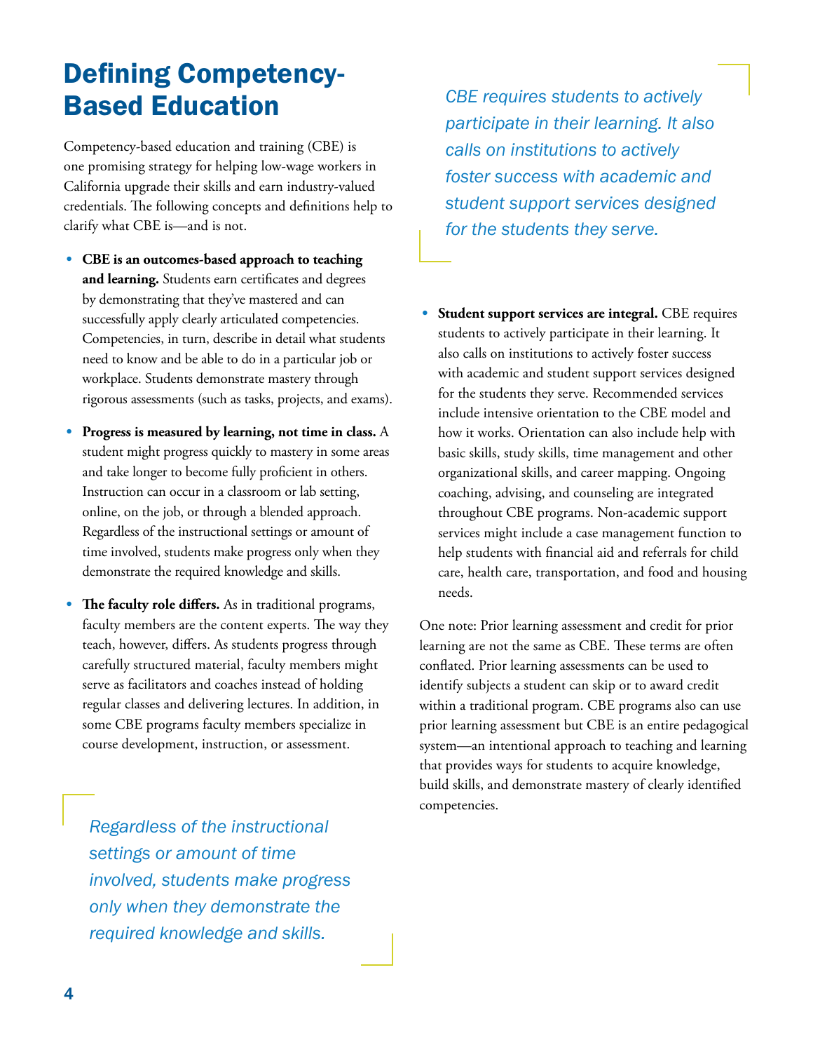# Defining Competency-Based Education

Competency-based education and training (CBE) is one promising strategy for helping low-wage workers in California upgrade their skills and earn industry-valued credentials. The following concepts and definitions help to clarify what CBE is—and is not.

- **CBE is an outcomes-based approach to teaching and learning.** Students earn certificates and degrees by demonstrating that they've mastered and can successfully apply clearly articulated competencies. Competencies, in turn, describe in detail what students need to know and be able to do in a particular job or workplace. Students demonstrate mastery through rigorous assessments (such as tasks, projects, and exams).
- **Progress is measured by learning, not time in class.** A student might progress quickly to mastery in some areas and take longer to become fully proficient in others. Instruction can occur in a classroom or lab setting, online, on the job, or through a blended approach. Regardless of the instructional settings or amount of time involved, students make progress only when they demonstrate the required knowledge and skills.
- **The faculty role differs.** As in traditional programs, faculty members are the content experts. The way they teach, however, differs. As students progress through carefully structured material, faculty members might serve as facilitators and coaches instead of holding regular classes and delivering lectures. In addition, in some CBE programs faculty members specialize in course development, instruction, or assessment.

> *Regardless of the instructional settings or amount of time involved, students make progress only when they demonstrate the required knowledge and skills.*

> *CBE requires students to actively participate in their learning. It also calls on institutions to actively foster success with academic and student support services designed for the students they serve.*

- **Student support services are integral.** CBE requires students to actively participate in their learning. It also calls on institutions to actively foster success with academic and student support services designed for the students they serve. Recommended services include intensive orientation to the CBE model and how it works. Orientation can also include help with basic skills, study skills, time management and other organizational skills, and career mapping. Ongoing coaching, advising, and counseling are integrated throughout CBE programs. Non-academic support services might include a case management function to help students with financial aid and referrals for child care, health care, transportation, and food and housing needs.

One note: Prior learning assessment and credit for prior learning are not the same as CBE. These terms are often conflated. Prior learning assessments can be used to identify subjects a student can skip or to award credit within a traditional program. CBE programs also can use prior learning assessment but CBE is an entire pedagogical system—an intentional approach to teaching and learning that provides ways for students to acquire knowledge, build skills, and demonstrate mastery of clearly identified competencies.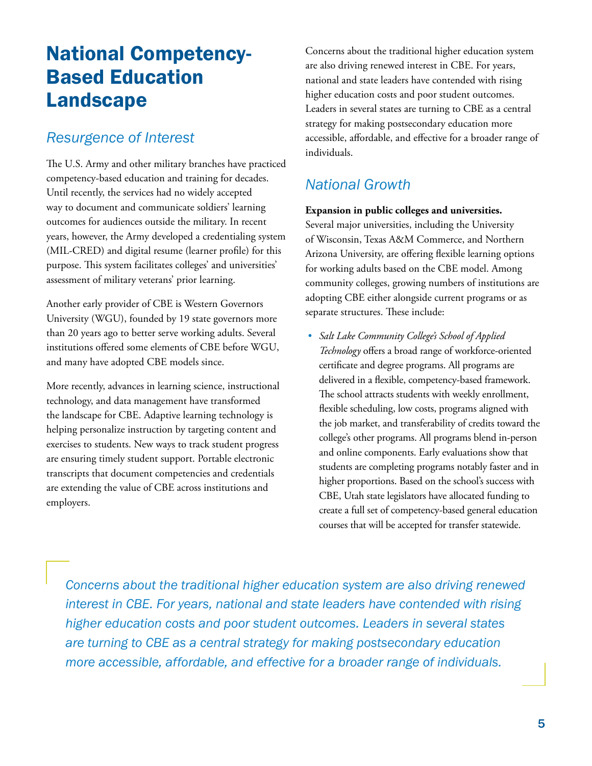# National Competency-Based Education Landscape

## *Resurgence of Interest*

The U.S. Army and other military branches have practiced competency-based education and training for decades. Until recently, the services had no widely accepted way to document and communicate soldiers' learning outcomes for audiences outside the military. In recent years, however, the Army developed a credentialing system (MIL-CRED) and digital resume (learner profile) for this purpose. This system facilitates colleges' and universities' assessment of military veterans' prior learning.

Another early provider of CBE is Western Governors University (WGU), founded by 19 state governors more than 20 years ago to better serve working adults. Several institutions offered some elements of CBE before WGU, and many have adopted CBE models since.

More recently, advances in learning science, instructional technology, and data management have transformed the landscape for CBE. Adaptive learning technology is helping personalize instruction by targeting content and exercises to students. New ways to track student progress are ensuring timely student support. Portable electronic transcripts that document competencies and credentials are extending the value of CBE across institutions and employers.

Concerns about the traditional higher education system are also driving renewed interest in CBE. For years, national and state leaders have contended with rising higher education costs and poor student outcomes. Leaders in several states are turning to CBE as a central strategy for making postsecondary education more accessible, affordable, and effective for a broader range of individuals.

## *National Growth*

**Expansion in public colleges and universities.** Several major universities, including the University of Wisconsin, Texas A&M Commerce, and Northern Arizona University, are offering flexible learning options for working adults based on the CBE model. Among community colleges, growing numbers of institutions are adopting CBE either alongside current programs or as separate structures. These include:

- *Salt Lake Community College's School of Applied Technology* offers a broad range of workforce-oriented certificate and degree programs. All programs are delivered in a flexible, competency-based framework. The school attracts students with weekly enrollment, flexible scheduling, low costs, programs aligned with the job market, and transferability of credits toward the college's other programs. All programs blend in-person and online components. Early evaluations show that students are completing programs notably faster and in higher proportions. Based on the school's success with CBE, Utah state legislators have allocated funding to create a full set of competency-based general education courses that will be accepted for transfer statewide.

> *Concerns about the traditional higher education system are also driving renewed interest in CBE. For years, national and state leaders have contended with rising higher education costs and poor student outcomes. Leaders in several states are turning to CBE as a central strategy for making postsecondary education more accessible, affordable, and effective for a broader range of individuals.*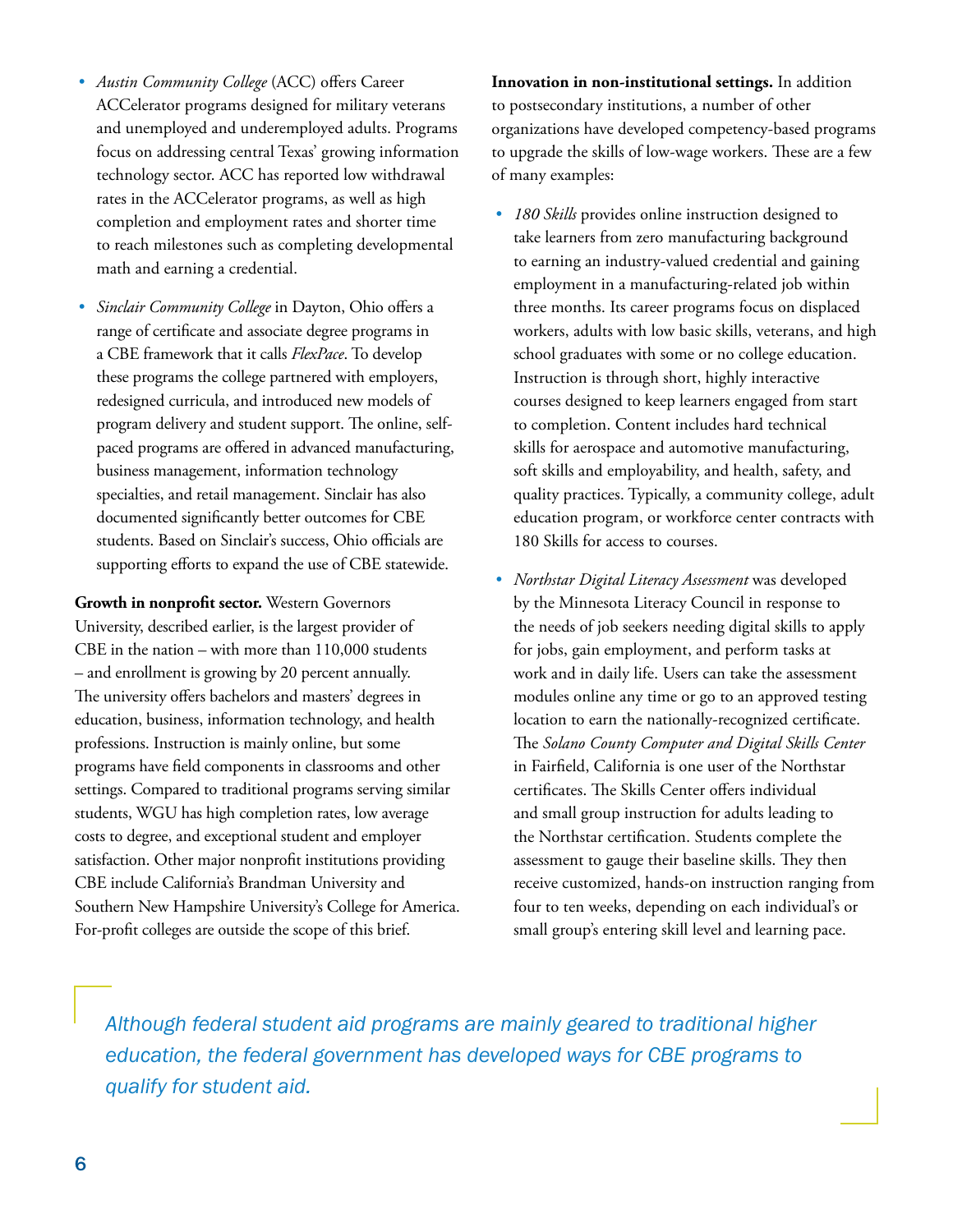- *Austin Community College* (ACC) offers Career ACCelerator programs designed for military veterans and unemployed and underemployed adults. Programs focus on addressing central Texas' growing information technology sector. ACC has reported low withdrawal rates in the ACCelerator programs, as well as high completion and employment rates and shorter time to reach milestones such as completing developmental math and earning a credential.

- *Sinclair Community College* in Dayton, Ohio offers a range of certificate and associate degree programs in a CBE framework that it calls *FlexPace*. To develop these programs the college partnered with employers, redesigned curricula, and introduced new models of program delivery and student support. The online, self-paced programs are offered in advanced manufacturing, business management, information technology specialties, and retail management. Sinclair has also documented significantly better outcomes for CBE students. Based on Sinclair's success, Ohio officials are supporting efforts to expand the use of CBE statewide.

**Growth in nonprofit sector.** Western Governors University, described earlier, is the largest provider of CBE in the nation – with more than 110,000 students – and enrollment is growing by 20 percent annually. The university offers bachelors and masters' degrees in education, business, information technology, and health professions. Instruction is mainly online, but some programs have field components in classrooms and other settings. Compared to traditional programs serving similar students, WGU has high completion rates, low average costs to degree, and exceptional student and employer satisfaction. Other major nonprofit institutions providing CBE include California's Brandman University and Southern New Hampshire University's College for America. For-profit colleges are outside the scope of this brief.

**Innovation in non-institutional settings.** In addition to postsecondary institutions, a number of other organizations have developed competency-based programs to upgrade the skills of low-wage workers. These are a few of many examples:

- *180 Skills* provides online instruction designed to take learners from zero manufacturing background to earning an industry-valued credential and gaining employment in a manufacturing-related job within three months. Its career programs focus on displaced workers, adults with low basic skills, veterans, and high school graduates with some or no college education. Instruction is through short, highly interactive courses designed to keep learners engaged from start to completion. Content includes hard technical skills for aerospace and automotive manufacturing, soft skills and employability, and health, safety, and quality practices. Typically, a community college, adult education program, or workforce center contracts with 180 Skills for access to courses.

- *Northstar Digital Literacy Assessment* was developed by the Minnesota Literacy Council in response to the needs of job seekers needing digital skills to apply for jobs, gain employment, and perform tasks at work and in daily life. Users can take the assessment modules online any time or go to an approved testing location to earn the nationally-recognized certificate. The *Solano County Computer and Digital Skills Center* in Fairfield, California is one user of the Northstar certificates. The Skills Center offers individual and small group instruction for adults leading to the Northstar certification. Students complete the assessment to gauge their baseline skills. They then receive customized, hands-on instruction ranging from four to ten weeks, depending on each individual's or small group's entering skill level and learning pace.

> *Although federal student aid programs are mainly geared to traditional higher education, the federal government has developed ways for CBE programs to qualify for student aid.*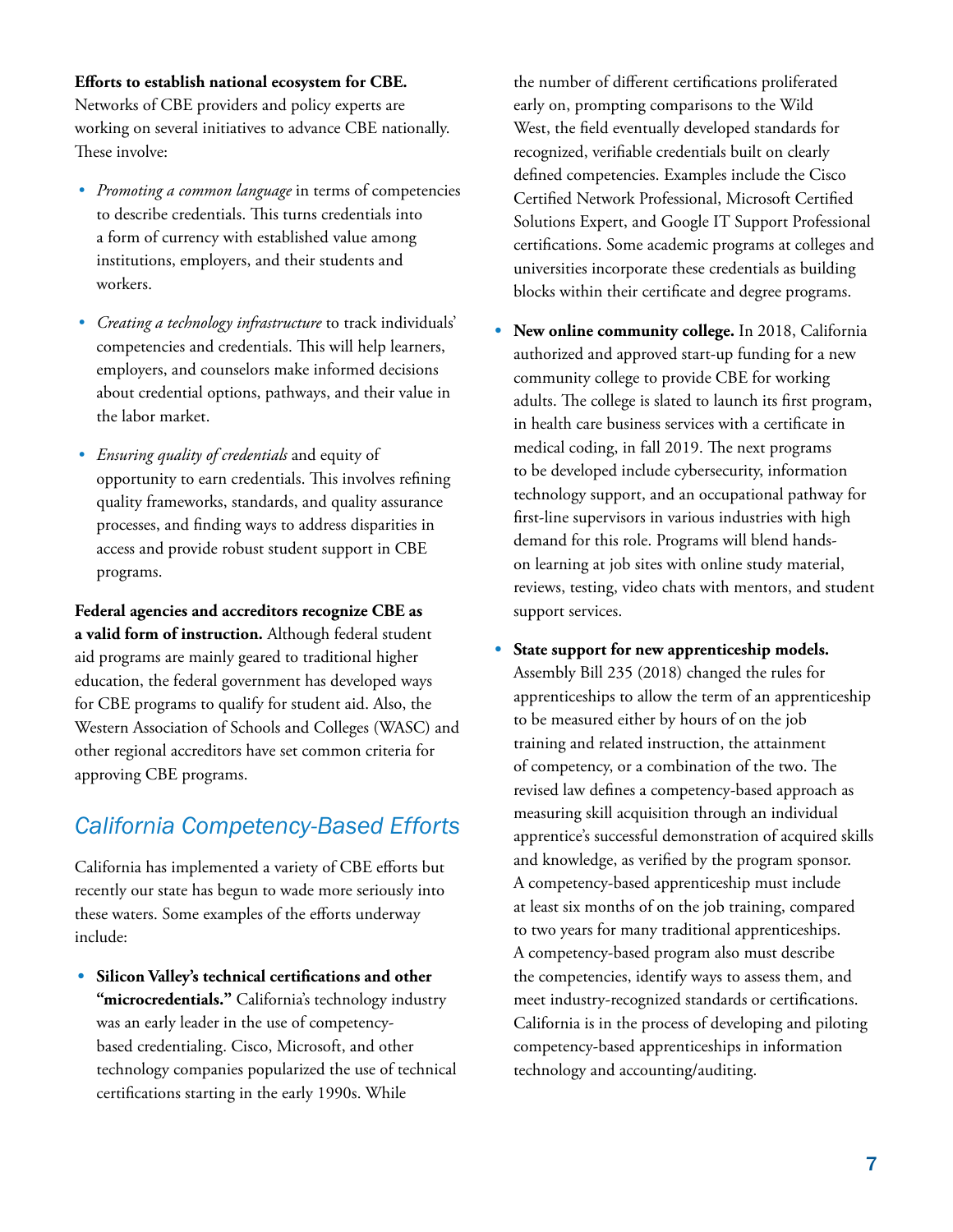**Efforts to establish national ecosystem for CBE.** Networks of CBE providers and policy experts are working on several initiatives to advance CBE nationally. These involve:

- *Promoting a common language* in terms of competencies to describe credentials. This turns credentials into a form of currency with established value among institutions, employers, and their students and workers.
- *Creating a technology infrastructure* to track individuals' competencies and credentials. This will help learners, employers, and counselors make informed decisions about credential options, pathways, and their value in the labor market.
- *Ensuring quality of credentials* and equity of opportunity to earn credentials. This involves refining quality frameworks, standards, and quality assurance processes, and finding ways to address disparities in access and provide robust student support in CBE programs.

**Federal agencies and accreditors recognize CBE as a valid form of instruction.** Although federal student aid programs are mainly geared to traditional higher education, the federal government has developed ways for CBE programs to qualify for student aid. Also, the Western Association of Schools and Colleges (WASC) and other regional accreditors have set common criteria for approving CBE programs.

## California Competency-Based Efforts

California has implemented a variety of CBE efforts but recently our state has begun to wade more seriously into these waters. Some examples of the efforts underway include:

- **Silicon Valley's technical certifications and other "microcredentials."** California's technology industry was an early leader in the use of competency-based credentialing. Cisco, Microsoft, and other technology companies popularized the use of technical certifications starting in the early 1990s. While the number of different certifications proliferated early on, prompting comparisons to the Wild West, the field eventually developed standards for recognized, verifiable credentials built on clearly defined competencies. Examples include the Cisco Certified Network Professional, Microsoft Certified Solutions Expert, and Google IT Support Professional certifications. Some academic programs at colleges and universities incorporate these credentials as building blocks within their certificate and degree programs.
- **New online community college.** In 2018, California authorized and approved start-up funding for a new community college to provide CBE for working adults. The college is slated to launch its first program, in health care business services with a certificate in medical coding, in fall 2019. The next programs to be developed include cybersecurity, information technology support, and an occupational pathway for first-line supervisors in various industries with high demand for this role. Programs will blend hands-on learning at job sites with online study material, reviews, testing, video chats with mentors, and student support services.
- **State support for new apprenticeship models.** Assembly Bill 235 (2018) changed the rules for apprenticeships to allow the term of an apprenticeship to be measured either by hours of on the job training and related instruction, the attainment of competency, or a combination of the two. The revised law defines a competency-based approach as measuring skill acquisition through an individual apprentice's successful demonstration of acquired skills and knowledge, as verified by the program sponsor. A competency-based apprenticeship must include at least six months of on the job training, compared to two years for many traditional apprenticeships. A competency-based program also must describe the competencies, identify ways to assess them, and meet industry-recognized standards or certifications. California is in the process of developing and piloting competency-based apprenticeships in information technology and accounting/auditing.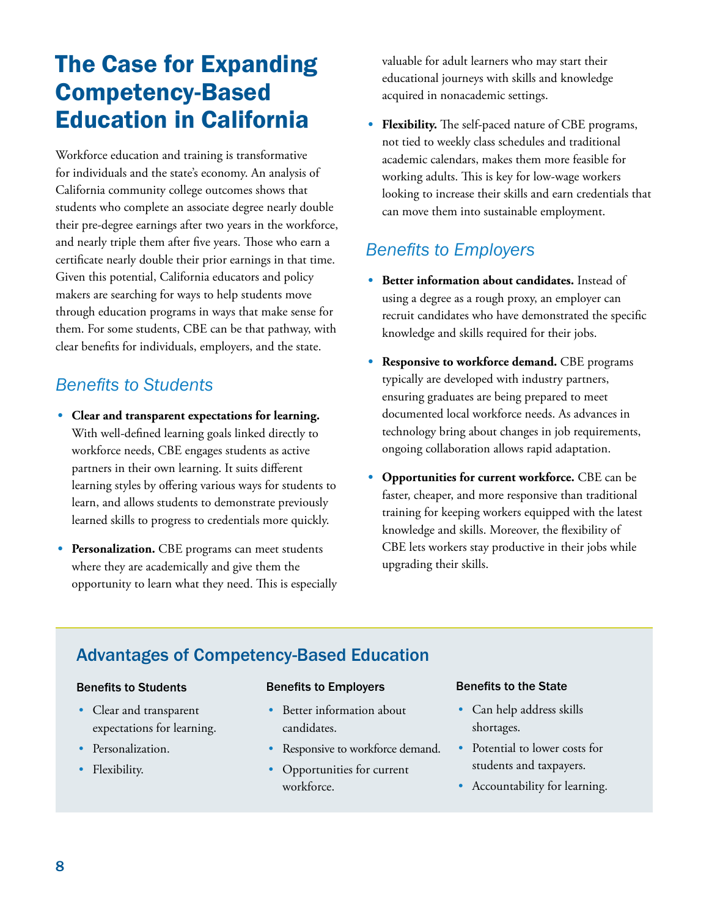# The Case for Expanding Competency-Based Education in California

Workforce education and training is transformative for individuals and the state's economy. An analysis of California community college outcomes shows that students who complete an associate degree nearly double their pre-degree earnings after two years in the workforce, and nearly triple them after five years. Those who earn a certificate nearly double their prior earnings in that time. Given this potential, California educators and policy makers are searching for ways to help students move through education programs in ways that make sense for them. For some students, CBE can be that pathway, with clear benefits for individuals, employers, and the state.

## *Benefits to Students*

- **Clear and transparent expectations for learning.** With well-defined learning goals linked directly to workforce needs, CBE engages students as active partners in their own learning. It suits different learning styles by offering various ways for students to learn, and allows students to demonstrate previously learned skills to progress to credentials more quickly.
- **Personalization.** CBE programs can meet students where they are academically and give them the opportunity to learn what they need. This is especially valuable for adult learners who may start their educational journeys with skills and knowledge acquired in nonacademic settings.
- **Flexibility.** The self-paced nature of CBE programs, not tied to weekly class schedules and traditional academic calendars, makes them more feasible for working adults. This is key for low-wage workers looking to increase their skills and earn credentials that can move them into sustainable employment.

## *Benefits to Employers*

- **Better information about candidates.** Instead of using a degree as a rough proxy, an employer can recruit candidates who have demonstrated the specific knowledge and skills required for their jobs.
- **Responsive to workforce demand.** CBE programs typically are developed with industry partners, ensuring graduates are being prepared to meet documented local workforce needs. As advances in technology bring about changes in job requirements, ongoing collaboration allows rapid adaptation.
- **Opportunities for current workforce.** CBE can be faster, cheaper, and more responsive than traditional training for keeping workers equipped with the latest knowledge and skills. Moreover, the flexibility of CBE lets workers stay productive in their jobs while upgrading their skills.

## Advantages of Competency-Based Education

### Benefits to Students

- Clear and transparent expectations for learning.
- Personalization.
- Flexibility.

### Benefits to Employers

- Better information about candidates.
- Responsive to workforce demand.
- Opportunities for current workforce.

### Benefits to the State

- Can help address skills shortages.
- Potential to lower costs for students and taxpayers.
- Accountability for learning.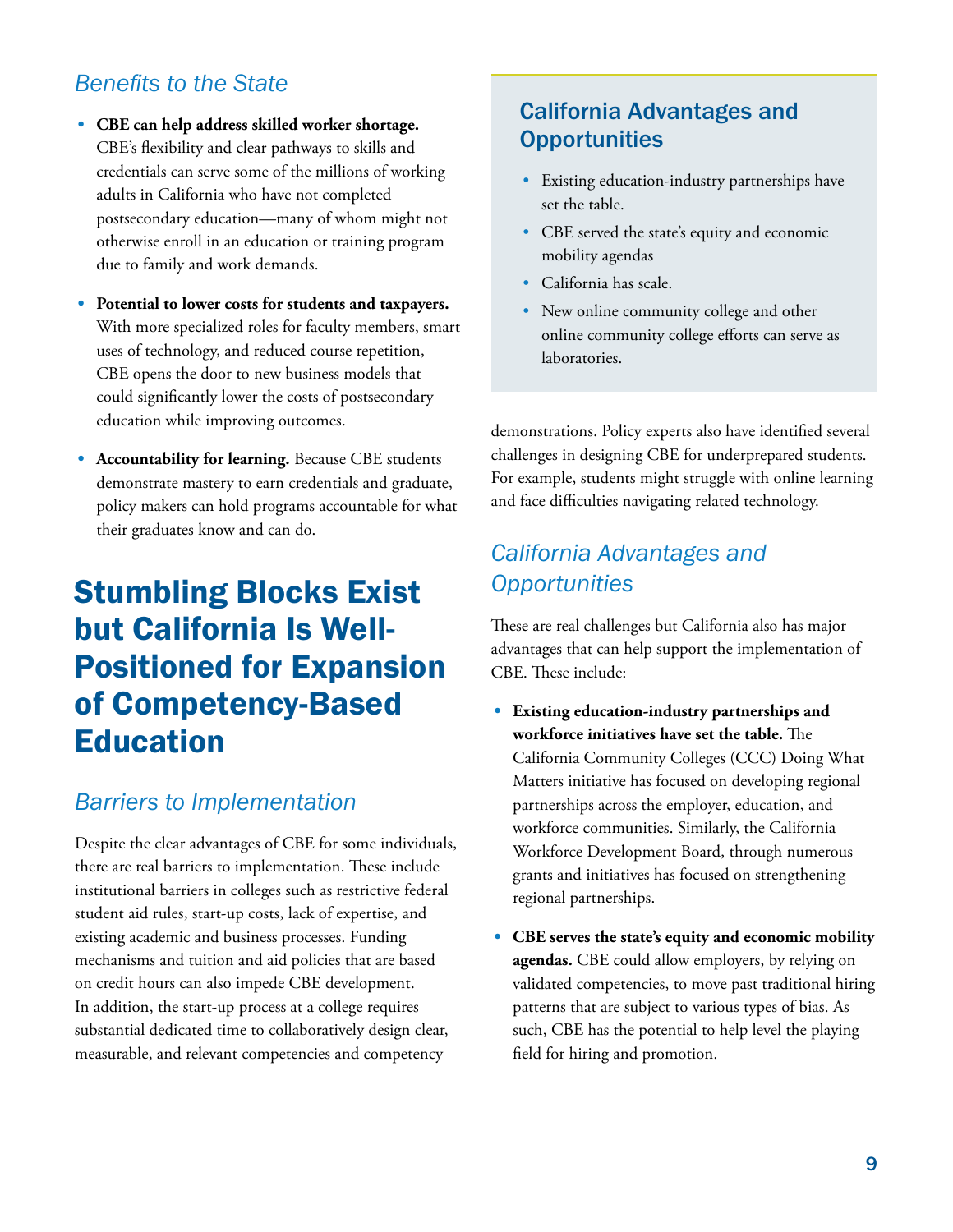### *Benefits to the State*

- **CBE can help address skilled worker shortage.** CBE's flexibility and clear pathways to skills and credentials can serve some of the millions of working adults in California who have not completed postsecondary education—many of whom might not otherwise enroll in an education or training program due to family and work demands.
- **Potential to lower costs for students and taxpayers.** With more specialized roles for faculty members, smart uses of technology, and reduced course repetition, CBE opens the door to new business models that could significantly lower the costs of postsecondary education while improving outcomes.
- **Accountability for learning.** Because CBE students demonstrate mastery to earn credentials and graduate, policy makers can hold programs accountable for what their graduates know and can do.

## Stumbling Blocks Exist but California Is Well-Positioned for Expansion of Competency-Based Education

### *Barriers to Implementation*

Despite the clear advantages of CBE for some individuals, there are real barriers to implementation. These include institutional barriers in colleges such as restrictive federal student aid rules, start-up costs, lack of expertise, and existing academic and business processes. Funding mechanisms and tuition and aid policies that are based on credit hours can also impede CBE development. In addition, the start-up process at a college requires substantial dedicated time to collaboratively design clear, measurable, and relevant competencies and competency demonstrations. Policy experts also have identified several challenges in designing CBE for underprepared students. For example, students might struggle with online learning and face difficulties navigating related technology.

### California Advantages and Opportunities

- Existing education-industry partnerships have set the table.
- CBE served the state's equity and economic mobility agendas
- California has scale.
- New online community college and other online community college efforts can serve as laboratories.

### *California Advantages and Opportunities*

These are real challenges but California also has major advantages that can help support the implementation of CBE. These include:

- **Existing education-industry partnerships and workforce initiatives have set the table.** The California Community Colleges (CCC) Doing What Matters initiative has focused on developing regional partnerships across the employer, education, and workforce communities. Similarly, the California Workforce Development Board, through numerous grants and initiatives has focused on strengthening regional partnerships.
- **CBE serves the state's equity and economic mobility agendas.** CBE could allow employers, by relying on validated competencies, to move past traditional hiring patterns that are subject to various types of bias. As such, CBE has the potential to help level the playing field for hiring and promotion.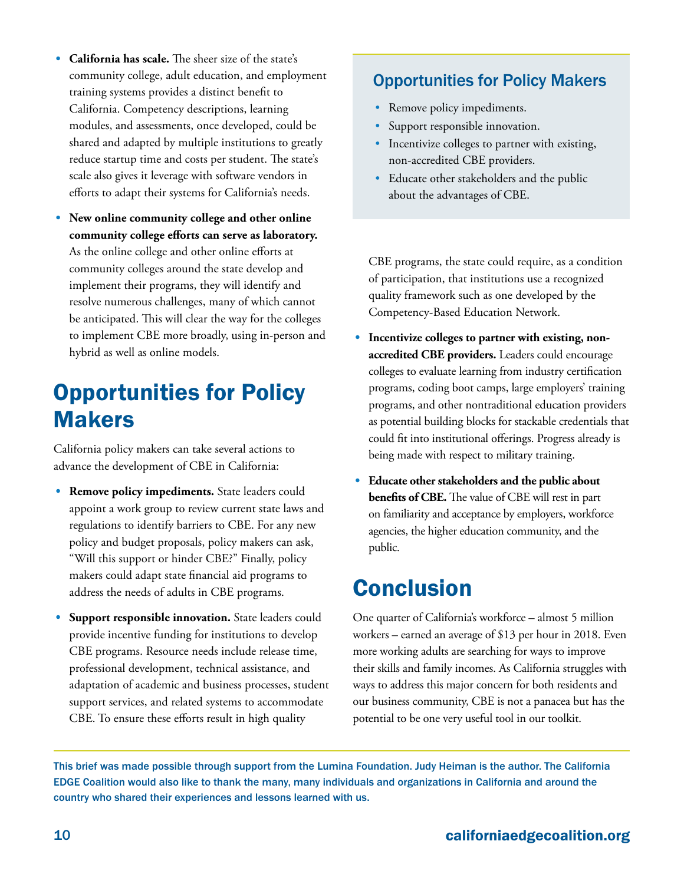- **California has scale.** The sheer size of the state's community college, adult education, and employment training systems provides a distinct benefit to California. Competency descriptions, learning modules, and assessments, once developed, could be shared and adapted by multiple institutions to greatly reduce startup time and costs per student. The state's scale also gives it leverage with software vendors in efforts to adapt their systems for California's needs.
- **New online community college and other online community college efforts can serve as laboratory.** As the online college and other online efforts at community colleges around the state develop and implement their programs, they will identify and resolve numerous challenges, many of which cannot be anticipated. This will clear the way for the colleges to implement CBE more broadly, using in-person and hybrid as well as online models.

# Opportunities for Policy Makers

California policy makers can take several actions to advance the development of CBE in California:

- **Remove policy impediments.** State leaders could appoint a work group to review current state laws and regulations to identify barriers to CBE. For any new policy and budget proposals, policy makers can ask, "Will this support or hinder CBE?" Finally, policy makers could adapt state financial aid programs to address the needs of adults in CBE programs.
- **Support responsible innovation.** State leaders could provide incentive funding for institutions to develop CBE programs. Resource needs include release time, professional development, technical assistance, and adaptation of academic and business processes, student support services, and related systems to accommodate CBE. To ensure these efforts result in high quality CBE programs, the state could require, as a condition of participation, that institutions use a recognized quality framework such as one developed by the Competency-Based Education Network.
- **Incentivize colleges to partner with existing, non-accredited CBE providers.** Leaders could encourage colleges to evaluate learning from industry certification programs, coding boot camps, large employers' training programs, and other nontraditional education providers as potential building blocks for stackable credentials that could fit into institutional offerings. Progress already is being made with respect to military training.
- **Educate other stakeholders and the public about benefits of CBE.** The value of CBE will rest in part on familiarity and acceptance by employers, workforce agencies, the higher education community, and the public.

## Opportunities for Policy Makers

- Remove policy impediments.
- Support responsible innovation.
- Incentivize colleges to partner with existing, non-accredited CBE providers.
- Educate other stakeholders and the public about the advantages of CBE.

# Conclusion

One quarter of California's workforce – almost 5 million workers – earned an average of $13 per hour in 2018. Even more working adults are searching for ways to improve their skills and family incomes. As California struggles with ways to address this major concern for both residents and our business community, CBE is not a panacea but has the potential to be one very useful tool in our toolkit.

This brief was made possible through support from the Lumina Foundation. Judy Heiman is the author. The California EDGE Coalition would also like to thank the many, many individuals and organizations in California and around the country who shared their experiences and lessons learned with us.